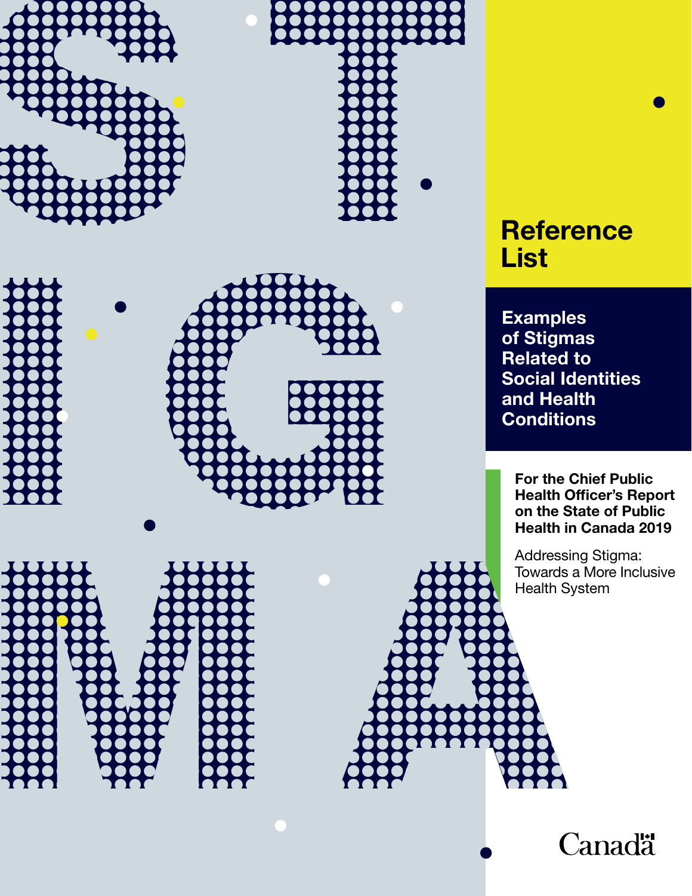STIGMA

# Reference List

## Examples of Stigmas Related to Social Identities and Health Conditions

**For the Chief Public Health Officer's Report on the State of Public Health in Canada 2019**

Addressing Stigma: Towards a More Inclusive Health System

Canada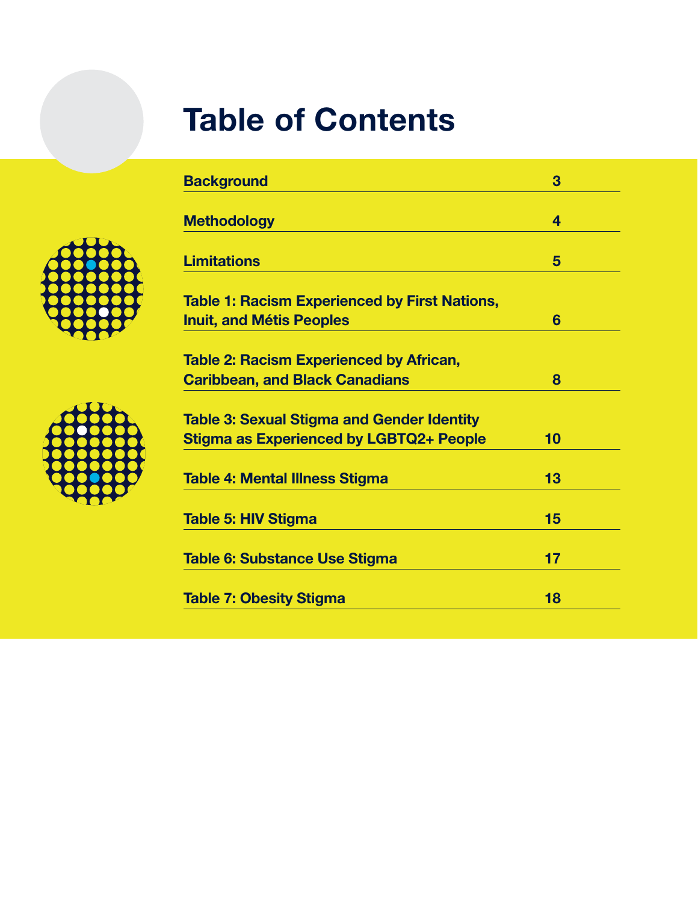# Table of Contents

| | |
|---|---|
| Background | 3 |
| Methodology | 4 |
| Limitations | 5 |
| Table 1: Racism Experienced by First Nations, Inuit, and Métis Peoples | 6 |
| Table 2: Racism Experienced by African, Caribbean, and Black Canadians | 8 |
| Table 3: Sexual Stigma and Gender Identity Stigma as Experienced by LGBTQ2+ People | 10 |
| Table 4: Mental Illness Stigma | 13 |
| Table 5: HIV Stigma | 15 |
| Table 6: Substance Use Stigma | 17 |
| Table 7: Obesity Stigma | 18 |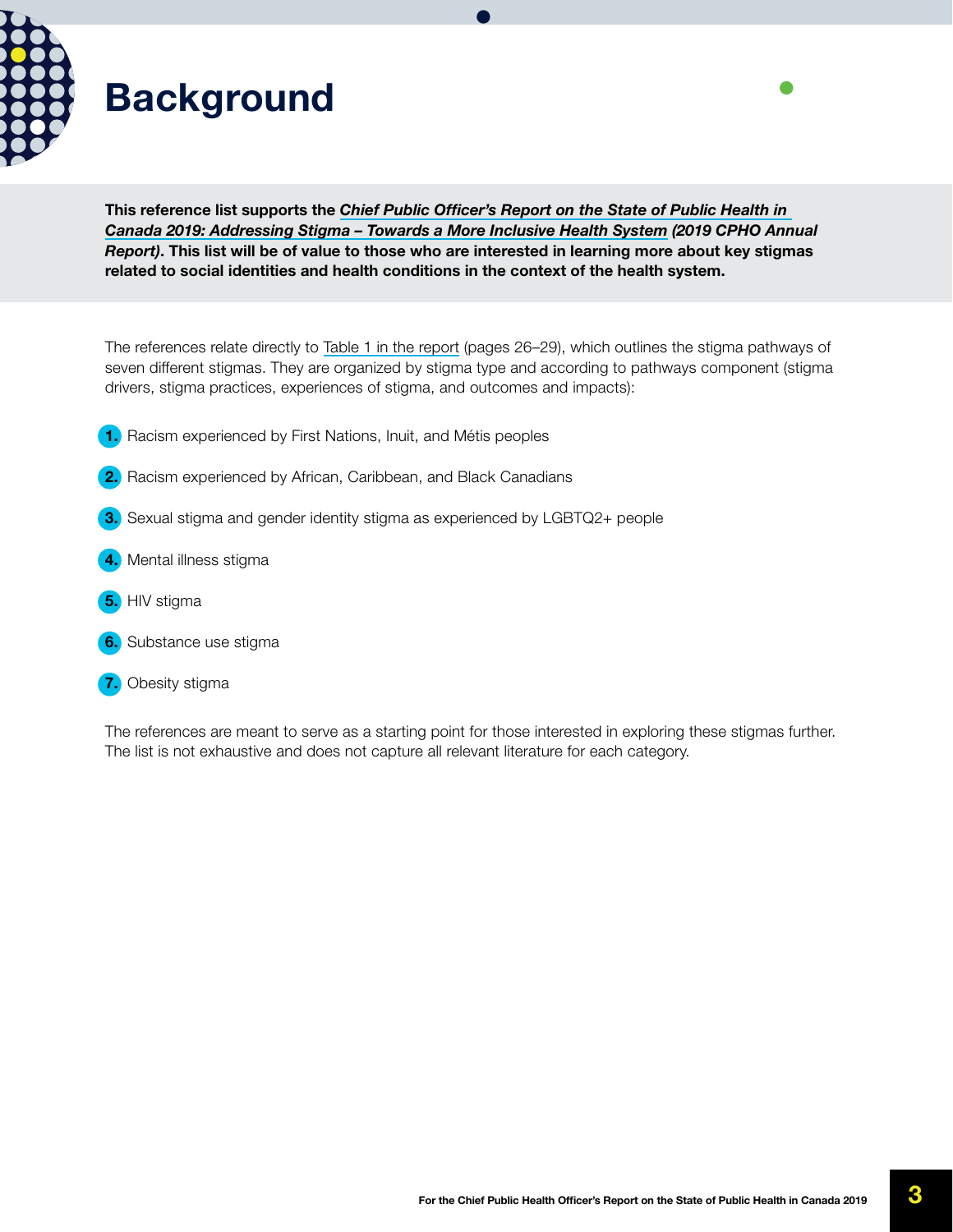# Background

**This reference list supports the *Chief Public Officer's Report on the State of Public Health in Canada 2019: Addressing Stigma – Towards a More Inclusive Health System* *(2019 CPHO Annual Report)*. This list will be of value to those who are interested in learning more about key stigmas related to social identities and health conditions in the context of the health system.**

The references relate directly to Table 1 in the report (pages 26–29), which outlines the stigma pathways of seven different stigmas. They are organized by stigma type and according to pathways component (stigma drivers, stigma practices, experiences of stigma, and outcomes and impacts):

1. Racism experienced by First Nations, Inuit, and Métis peoples
2. Racism experienced by African, Caribbean, and Black Canadians
3. Sexual stigma and gender identity stigma as experienced by LGBTQ2+ people
4. Mental illness stigma
5. HIV stigma
6. Substance use stigma
7. Obesity stigma

The references are meant to serve as a starting point for those interested in exploring these stigmas further. The list is not exhaustive and does not capture all relevant literature for each category.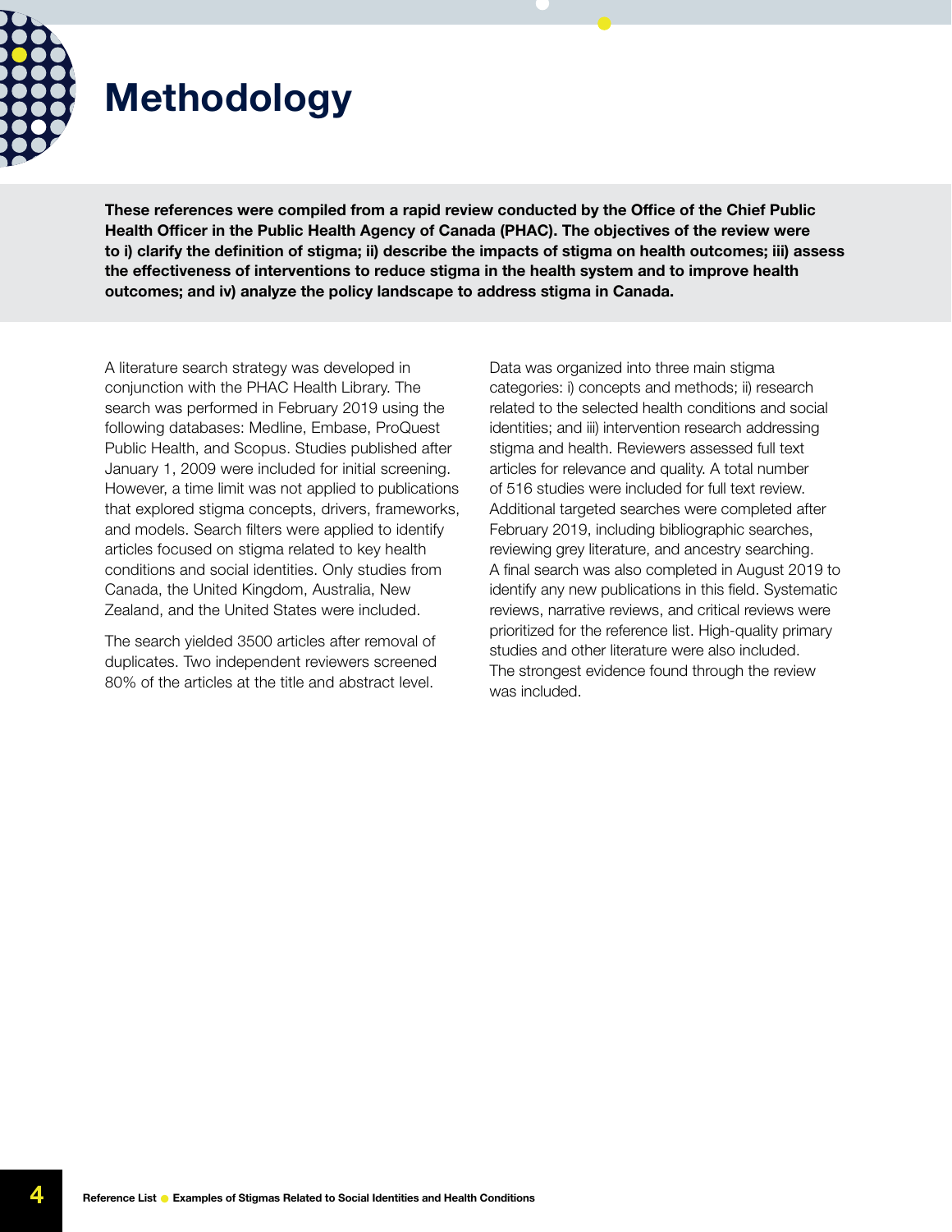# Methodology

**These references were compiled from a rapid review conducted by the Office of the Chief Public Health Officer in the Public Health Agency of Canada (PHAC). The objectives of the review were to i) clarify the definition of stigma; ii) describe the impacts of stigma on health outcomes; iii) assess the effectiveness of interventions to reduce stigma in the health system and to improve health outcomes; and iv) analyze the policy landscape to address stigma in Canada.**

A literature search strategy was developed in conjunction with the PHAC Health Library. The search was performed in February 2019 using the following databases: Medline, Embase, ProQuest Public Health, and Scopus. Studies published after January 1, 2009 were included for initial screening. However, a time limit was not applied to publications that explored stigma concepts, drivers, frameworks, and models. Search filters were applied to identify articles focused on stigma related to key health conditions and social identities. Only studies from Canada, the United Kingdom, Australia, New Zealand, and the United States were included.

The search yielded 3500 articles after removal of duplicates. Two independent reviewers screened 80% of the articles at the title and abstract level.

Data was organized into three main stigma categories: i) concepts and methods; ii) research related to the selected health conditions and social identities; and iii) intervention research addressing stigma and health. Reviewers assessed full text articles for relevance and quality. A total number of 516 studies were included for full text review. Additional targeted searches were completed after February 2019, including bibliographic searches, reviewing grey literature, and ancestry searching. A final search was also completed in August 2019 to identify any new publications in this field. Systematic reviews, narrative reviews, and critical reviews were prioritized for the reference list. High-quality primary studies and other literature were also included. The strongest evidence found through the review was included.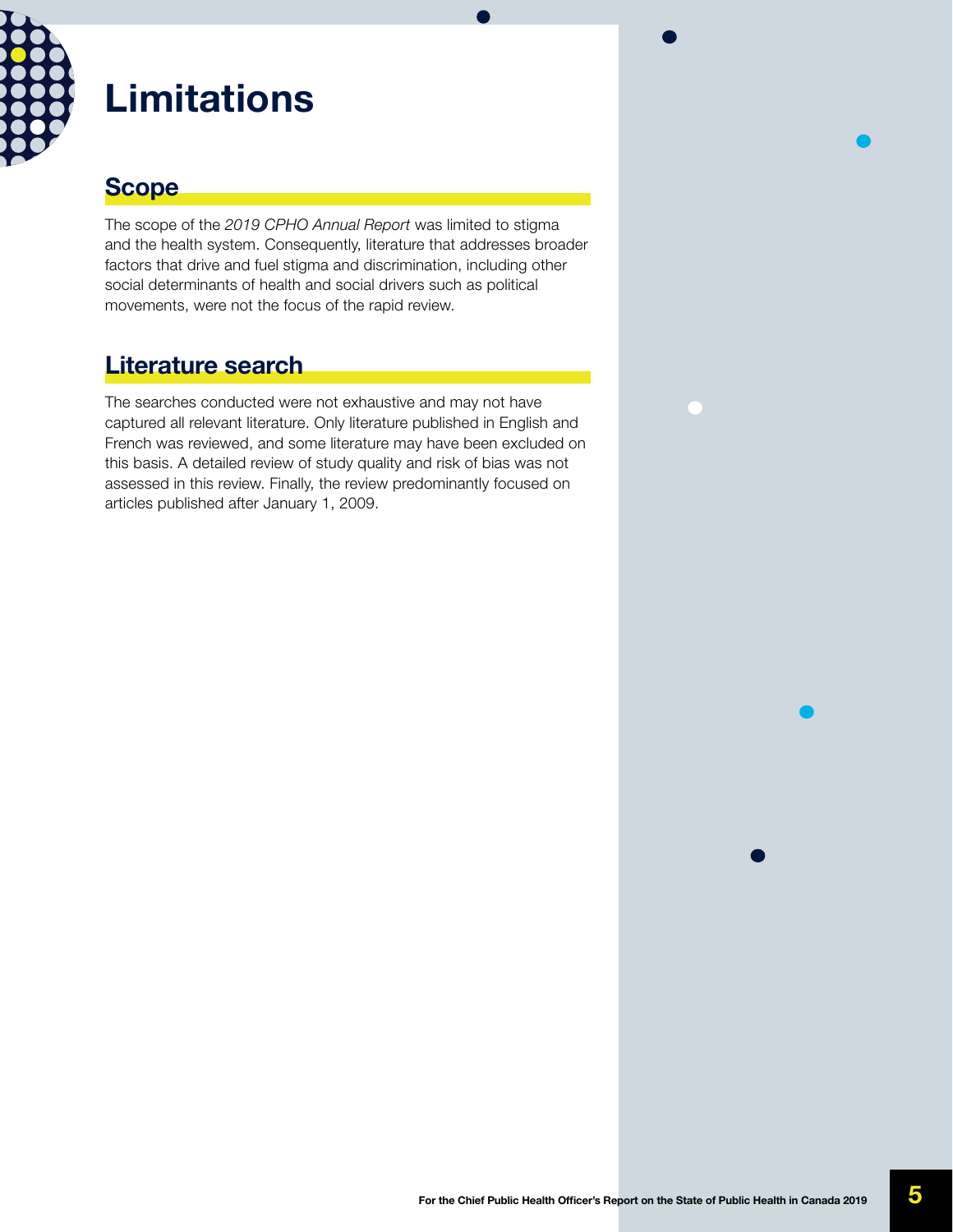# Limitations

## Scope

The scope of the *2019 CPHO Annual Report* was limited to stigma and the health system. Consequently, literature that addresses broader factors that drive and fuel stigma and discrimination, including other social determinants of health and social drivers such as political movements, were not the focus of the rapid review.

## Literature search

The searches conducted were not exhaustive and may not have captured all relevant literature. Only literature published in English and French was reviewed, and some literature may have been excluded on this basis. A detailed review of study quality and risk of bias was not assessed in this review. Finally, the review predominantly focused on articles published after January 1, 2009.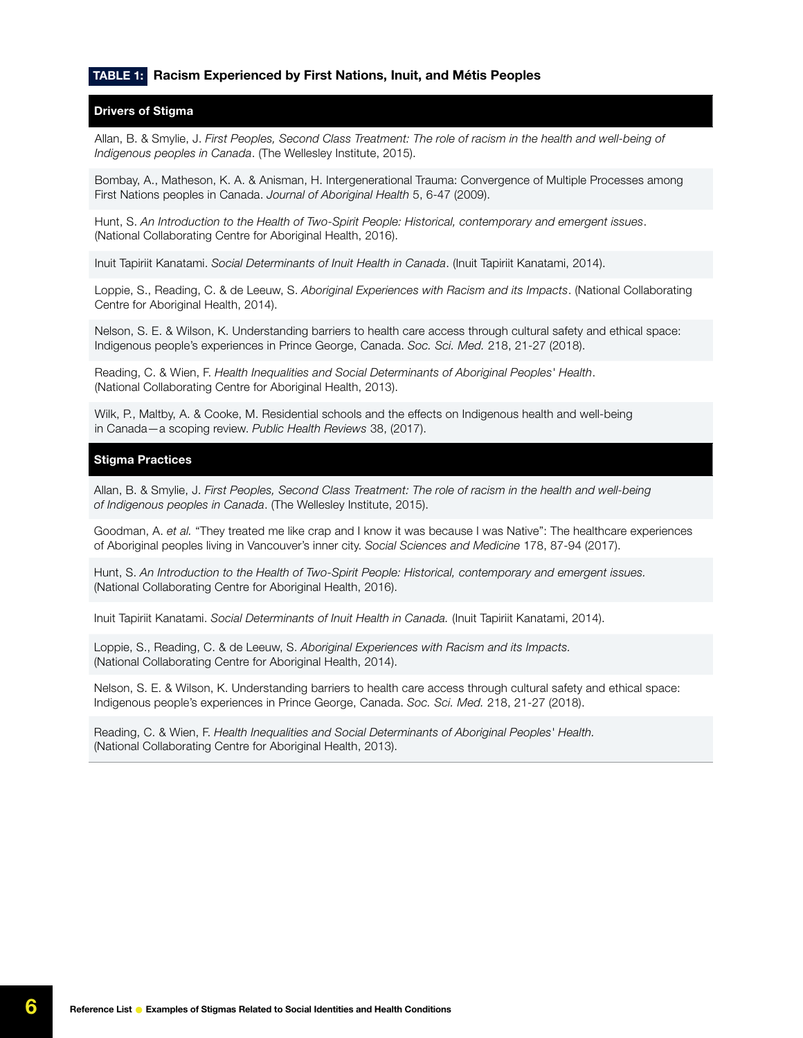**TABLE 1: Racism Experienced by First Nations, Inuit, and Métis Peoples**

| Drivers of Stigma |
|---|
| Allan, B. & Smylie, J. *First Peoples, Second Class Treatment: The role of racism in the health and well-being of Indigenous peoples in Canada*. (The Wellesley Institute, 2015). |
| Bombay, A., Matheson, K. A. & Anisman, H. Intergenerational Trauma: Convergence of Multiple Processes among First Nations peoples in Canada. *Journal of Aboriginal Health* 5, 6-47 (2009). |
| Hunt, S. *An Introduction to the Health of Two-Spirit People: Historical, contemporary and emergent issues*. (National Collaborating Centre for Aboriginal Health, 2016). |
| Inuit Tapiriit Kanatami. *Social Determinants of Inuit Health in Canada*. (Inuit Tapiriit Kanatami, 2014). |
| Loppie, S., Reading, C. & de Leeuw, S. *Aboriginal Experiences with Racism and its Impacts*. (National Collaborating Centre for Aboriginal Health, 2014). |
| Nelson, S. E. & Wilson, K. Understanding barriers to health care access through cultural safety and ethical space: Indigenous people's experiences in Prince George, Canada. *Soc. Sci. Med.* 218, 21-27 (2018). |
| Reading, C. & Wien, F. *Health Inequalities and Social Determinants of Aboriginal Peoples' Health*. (National Collaborating Centre for Aboriginal Health, 2013). |
| Wilk, P., Maltby, A. & Cooke, M. Residential schools and the effects on Indigenous health and well-being in Canada—a scoping review. *Public Health Reviews* 38, (2017). |
| **Stigma Practices** |
| Allan, B. & Smylie, J. *First Peoples, Second Class Treatment: The role of racism in the health and well-being of Indigenous peoples in Canada*. (The Wellesley Institute, 2015). |
| Goodman, A. *et al.* "They treated me like crap and I know it was because I was Native": The healthcare experiences of Aboriginal peoples living in Vancouver's inner city. *Social Sciences and Medicine* 178, 87-94 (2017). |
| Hunt, S. *An Introduction to the Health of Two-Spirit People: Historical, contemporary and emergent issues.* (National Collaborating Centre for Aboriginal Health, 2016). |
| Inuit Tapiriit Kanatami. *Social Determinants of Inuit Health in Canada.* (Inuit Tapiriit Kanatami, 2014). |
| Loppie, S., Reading, C. & de Leeuw, S. *Aboriginal Experiences with Racism and its Impacts.* (National Collaborating Centre for Aboriginal Health, 2014). |
| Nelson, S. E. & Wilson, K. Understanding barriers to health care access through cultural safety and ethical space: Indigenous people's experiences in Prince George, Canada. *Soc. Sci. Med.* 218, 21-27 (2018). |
| Reading, C. & Wien, F. *Health Inequalities and Social Determinants of Aboriginal Peoples' Health.* (National Collaborating Centre for Aboriginal Health, 2013). |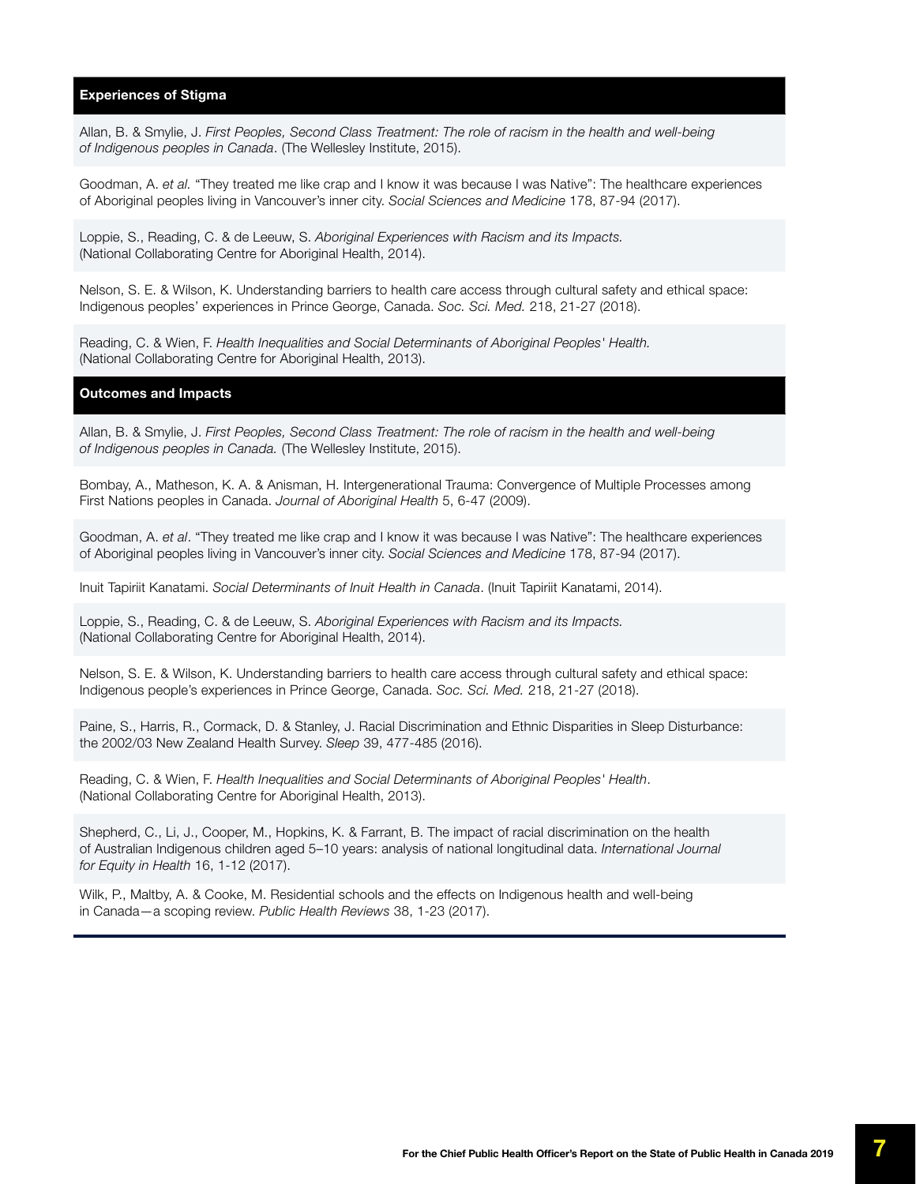## Experiences of Stigma

Allan, B. & Smylie, J. *First Peoples, Second Class Treatment: The role of racism in the health and well-being of Indigenous peoples in Canada*. (The Wellesley Institute, 2015).

Goodman, A. *et al.* "They treated me like crap and I know it was because I was Native": The healthcare experiences of Aboriginal peoples living in Vancouver's inner city. *Social Sciences and Medicine* 178, 87-94 (2017).

Loppie, S., Reading, C. & de Leeuw, S. *Aboriginal Experiences with Racism and its Impacts.* (National Collaborating Centre for Aboriginal Health, 2014).

Nelson, S. E. & Wilson, K. Understanding barriers to health care access through cultural safety and ethical space: Indigenous peoples' experiences in Prince George, Canada. *Soc. Sci. Med.* 218, 21-27 (2018).

Reading, C. & Wien, F. *Health Inequalities and Social Determinants of Aboriginal Peoples' Health.* (National Collaborating Centre for Aboriginal Health, 2013).

## Outcomes and Impacts

Allan, B. & Smylie, J. *First Peoples, Second Class Treatment: The role of racism in the health and well-being of Indigenous peoples in Canada.* (The Wellesley Institute, 2015).

Bombay, A., Matheson, K. A. & Anisman, H. Intergenerational Trauma: Convergence of Multiple Processes among First Nations peoples in Canada. *Journal of Aboriginal Health* 5, 6-47 (2009).

Goodman, A. *et al*. "They treated me like crap and I know it was because I was Native": The healthcare experiences of Aboriginal peoples living in Vancouver's inner city. *Social Sciences and Medicine* 178, 87-94 (2017).

Inuit Tapiriit Kanatami. *Social Determinants of Inuit Health in Canada*. (Inuit Tapiriit Kanatami, 2014).

Loppie, S., Reading, C. & de Leeuw, S. *Aboriginal Experiences with Racism and its Impacts.* (National Collaborating Centre for Aboriginal Health, 2014).

Nelson, S. E. & Wilson, K. Understanding barriers to health care access through cultural safety and ethical space: Indigenous people's experiences in Prince George, Canada. *Soc. Sci. Med.* 218, 21-27 (2018).

Paine, S., Harris, R., Cormack, D. & Stanley, J. Racial Discrimination and Ethnic Disparities in Sleep Disturbance: the 2002/03 New Zealand Health Survey. *Sleep* 39, 477-485 (2016).

Reading, C. & Wien, F. *Health Inequalities and Social Determinants of Aboriginal Peoples' Health*. (National Collaborating Centre for Aboriginal Health, 2013).

Shepherd, C., Li, J., Cooper, M., Hopkins, K. & Farrant, B. The impact of racial discrimination on the health of Australian Indigenous children aged 5–10 years: analysis of national longitudinal data. *International Journal for Equity in Health* 16, 1-12 (2017).

Wilk, P., Maltby, A. & Cooke, M. Residential schools and the effects on Indigenous health and well-being in Canada—a scoping review. *Public Health Reviews* 38, 1-23 (2017).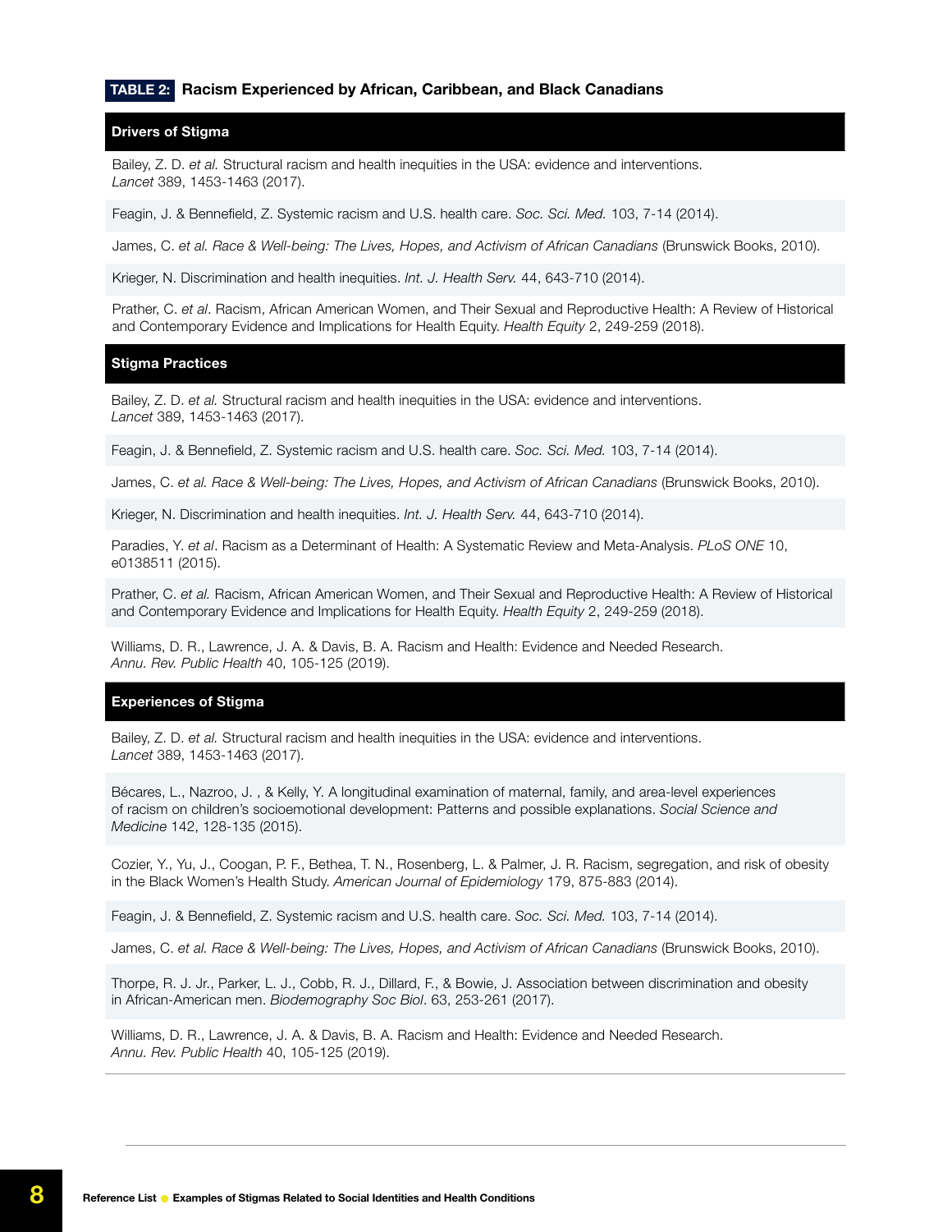**TABLE 2:** **Racism Experienced by African, Caribbean, and Black Canadians**

### Drivers of Stigma

Bailey, Z. D. *et al.* Structural racism and health inequities in the USA: evidence and interventions. *Lancet* 389, 1453-1463 (2017).

Feagin, J. & Bennefield, Z. Systemic racism and U.S. health care. *Soc. Sci. Med.* 103, 7-14 (2014).

James, C. *et al. Race & Well-being: The Lives, Hopes, and Activism of African Canadians* (Brunswick Books, 2010).

Krieger, N. Discrimination and health inequities. *Int. J. Health Serv.* 44, 643-710 (2014).

Prather, C. *et al*. Racism, African American Women, and Their Sexual and Reproductive Health: A Review of Historical and Contemporary Evidence and Implications for Health Equity. *Health Equity* 2, 249-259 (2018).

### Stigma Practices

Bailey, Z. D. *et al.* Structural racism and health inequities in the USA: evidence and interventions. *Lancet* 389, 1453-1463 (2017).

Feagin, J. & Bennefield, Z. Systemic racism and U.S. health care. *Soc. Sci. Med.* 103, 7-14 (2014).

James, C. *et al. Race & Well-being: The Lives, Hopes, and Activism of African Canadians* (Brunswick Books, 2010).

Krieger, N. Discrimination and health inequities. *Int. J. Health Serv.* 44, 643-710 (2014).

Paradies, Y. *et al*. Racism as a Determinant of Health: A Systematic Review and Meta-Analysis. *PLoS ONE* 10, e0138511 (2015).

Prather, C. *et al.* Racism, African American Women, and Their Sexual and Reproductive Health: A Review of Historical and Contemporary Evidence and Implications for Health Equity. *Health Equity* 2, 249-259 (2018).

Williams, D. R., Lawrence, J. A. & Davis, B. A. Racism and Health: Evidence and Needed Research. *Annu. Rev. Public Health* 40, 105-125 (2019).

### Experiences of Stigma

Bailey, Z. D. *et al.* Structural racism and health inequities in the USA: evidence and interventions. *Lancet* 389, 1453-1463 (2017).

Bécares, L., Nazroo, J. , & Kelly, Y. A longitudinal examination of maternal, family, and area-level experiences of racism on children's socioemotional development: Patterns and possible explanations. *Social Science and Medicine* 142, 128-135 (2015).

Cozier, Y., Yu, J., Coogan, P. F., Bethea, T. N., Rosenberg, L. & Palmer, J. R. Racism, segregation, and risk of obesity in the Black Women's Health Study. *American Journal of Epidemiology* 179, 875-883 (2014).

Feagin, J. & Bennefield, Z. Systemic racism and U.S. health care. *Soc. Sci. Med.* 103, 7-14 (2014).

James, C. *et al. Race & Well-being: The Lives, Hopes, and Activism of African Canadians* (Brunswick Books, 2010).

Thorpe, R. J. Jr., Parker, L. J., Cobb, R. J., Dillard, F., & Bowie, J. Association between discrimination and obesity in African-American men. *Biodemography Soc Biol*. 63, 253-261 (2017).

Williams, D. R., Lawrence, J. A. & Davis, B. A. Racism and Health: Evidence and Needed Research. *Annu. Rev. Public Health* 40, 105-125 (2019).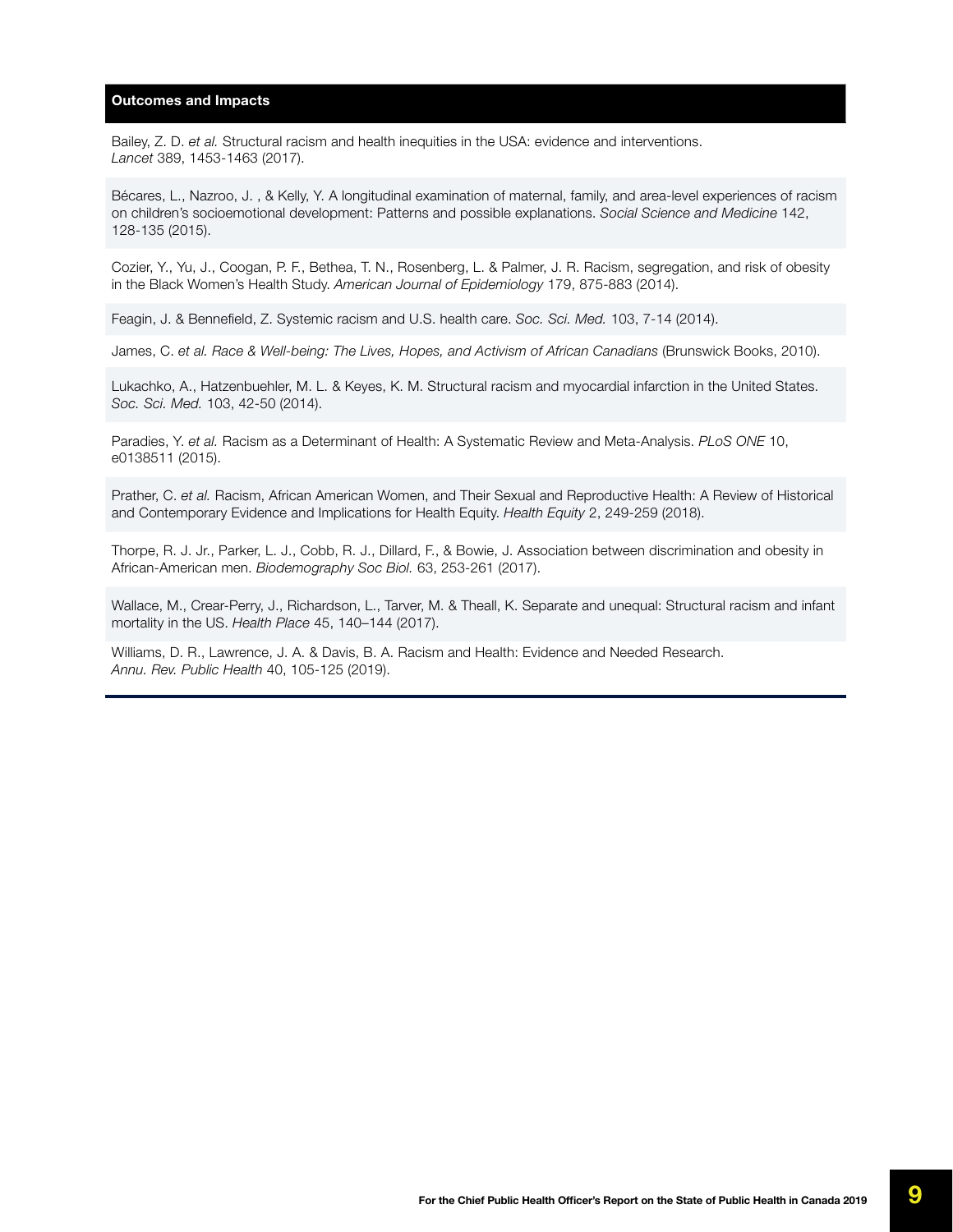## Outcomes and Impacts

Bailey, Z. D. *et al.* Structural racism and health inequities in the USA: evidence and interventions. *Lancet* 389, 1453-1463 (2017).

Bécares, L., Nazroo, J. , & Kelly, Y. A longitudinal examination of maternal, family, and area-level experiences of racism on children's socioemotional development: Patterns and possible explanations. *Social Science and Medicine* 142, 128-135 (2015).

Cozier, Y., Yu, J., Coogan, P. F., Bethea, T. N., Rosenberg, L. & Palmer, J. R. Racism, segregation, and risk of obesity in the Black Women's Health Study. *American Journal of Epidemiology* 179, 875-883 (2014).

Feagin, J. & Bennefield, Z. Systemic racism and U.S. health care. *Soc. Sci. Med.* 103, 7-14 (2014).

James, C. *et al. Race & Well-being: The Lives, Hopes, and Activism of African Canadians* (Brunswick Books, 2010).

Lukachko, A., Hatzenbuehler, M. L. & Keyes, K. M. Structural racism and myocardial infarction in the United States. *Soc. Sci. Med.* 103, 42-50 (2014).

Paradies, Y. *et al.* Racism as a Determinant of Health: A Systematic Review and Meta-Analysis. *PLoS ONE* 10, e0138511 (2015).

Prather, C. *et al.* Racism, African American Women, and Their Sexual and Reproductive Health: A Review of Historical and Contemporary Evidence and Implications for Health Equity. *Health Equity* 2, 249-259 (2018).

Thorpe, R. J. Jr., Parker, L. J., Cobb, R. J., Dillard, F., & Bowie, J. Association between discrimination and obesity in African-American men. *Biodemography Soc Biol.* 63, 253-261 (2017).

Wallace, M., Crear-Perry, J., Richardson, L., Tarver, M. & Theall, K. Separate and unequal: Structural racism and infant mortality in the US. *Health Place* 45, 140–144 (2017).

Williams, D. R., Lawrence, J. A. & Davis, B. A. Racism and Health: Evidence and Needed Research. *Annu. Rev. Public Health* 40, 105-125 (2019).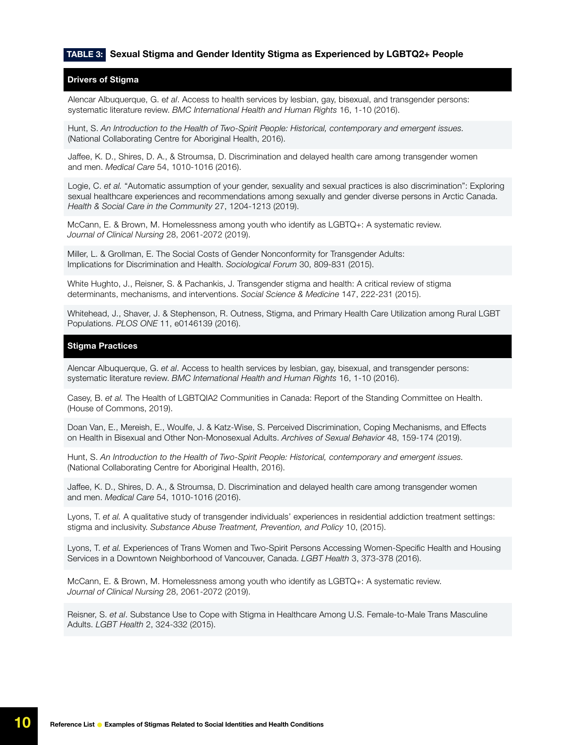**TABLE 3: Sexual Stigma and Gender Identity Stigma as Experienced by LGBTQ2+ People**

| Drivers of Stigma |
| --- |
| Alencar Albuquerque, G. *et al*. Access to health services by lesbian, gay, bisexual, and transgender persons: systematic literature review. *BMC International Health and Human Rights* 16, 1-10 (2016). |
| Hunt, S. *An Introduction to the Health of Two-Spirit People: Historical, contemporary and emergent issues.* (National Collaborating Centre for Aboriginal Health, 2016). |
| Jaffee, K. D., Shires, D. A., & Stroumsa, D. Discrimination and delayed health care among transgender women and men. *Medical Care* 54, 1010-1016 (2016). |
| Logie, C. *et al.* "Automatic assumption of your gender, sexuality and sexual practices is also discrimination": Exploring sexual healthcare experiences and recommendations among sexually and gender diverse persons in Arctic Canada. *Health & Social Care in the Community* 27, 1204-1213 (2019). |
| McCann, E. & Brown, M. Homelessness among youth who identify as LGBTQ+: A systematic review. *Journal of Clinical Nursing* 28, 2061-2072 (2019). |
| Miller, L. & Grollman, E. The Social Costs of Gender Nonconformity for Transgender Adults: Implications for Discrimination and Health. *Sociological Forum* 30, 809-831 (2015). |
| White Hughto, J., Reisner, S. & Pachankis, J. Transgender stigma and health: A critical review of stigma determinants, mechanisms, and interventions. *Social Science & Medicine* 147, 222-231 (2015). |
| Whitehead, J., Shaver, J. & Stephenson, R. Outness, Stigma, and Primary Health Care Utilization among Rural LGBT Populations. *PLOS ONE* 11, e0146139 (2016). |

| Stigma Practices |
| --- |
| Alencar Albuquerque, G. *et al*. Access to health services by lesbian, gay, bisexual, and transgender persons: systematic literature review. *BMC International Health and Human Rights* 16, 1-10 (2016). |
| Casey, B. *et al.* The Health of LGBTQIA2 Communities in Canada: Report of the Standing Committee on Health. (House of Commons, 2019). |
| Doan Van, E., Mereish, E., Woulfe, J. & Katz-Wise, S. Perceived Discrimination, Coping Mechanisms, and Effects on Health in Bisexual and Other Non-Monosexual Adults. *Archives of Sexual Behavior* 48, 159-174 (2019). |
| Hunt, S. *An Introduction to the Health of Two-Spirit People: Historical, contemporary and emergent issues.* (National Collaborating Centre for Aboriginal Health, 2016). |
| Jaffee, K. D., Shires, D. A., & Stroumsa, D. Discrimination and delayed health care among transgender women and men. *Medical Care* 54, 1010-1016 (2016). |
| Lyons, T. *et al.* A qualitative study of transgender individuals' experiences in residential addiction treatment settings: stigma and inclusivity. *Substance Abuse Treatment, Prevention, and Policy* 10, (2015). |
| Lyons, T. *et al.* Experiences of Trans Women and Two-Spirit Persons Accessing Women-Specific Health and Housing Services in a Downtown Neighborhood of Vancouver, Canada. *LGBT Health* 3, 373-378 (2016). |
| McCann, E. & Brown, M. Homelessness among youth who identify as LGBTQ+: A systematic review. *Journal of Clinical Nursing* 28, 2061-2072 (2019). |
| Reisner, S. *et al*. Substance Use to Cope with Stigma in Healthcare Among U.S. Female-to-Male Trans Masculine Adults. *LGBT Health* 2, 324-332 (2015). |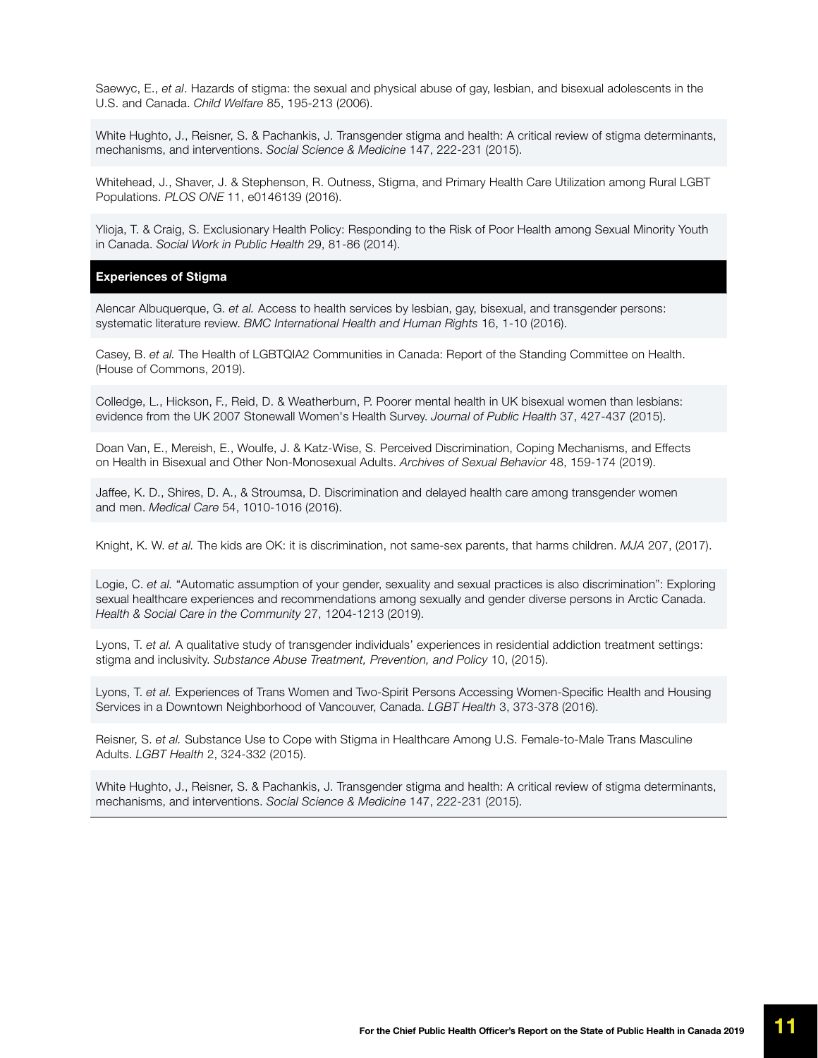Saewyc, E., *et al*. Hazards of stigma: the sexual and physical abuse of gay, lesbian, and bisexual adolescents in the U.S. and Canada. *Child Welfare* 85, 195-213 (2006).

White Hughto, J., Reisner, S. & Pachankis, J. Transgender stigma and health: A critical review of stigma determinants, mechanisms, and interventions. *Social Science & Medicine* 147, 222-231 (2015).

Whitehead, J., Shaver, J. & Stephenson, R. Outness, Stigma, and Primary Health Care Utilization among Rural LGBT Populations. *PLOS ONE* 11, e0146139 (2016).

Ylioja, T. & Craig, S. Exclusionary Health Policy: Responding to the Risk of Poor Health among Sexual Minority Youth in Canada. *Social Work in Public Health* 29, 81-86 (2014).

## Experiences of Stigma

Alencar Albuquerque, G. *et al.* Access to health services by lesbian, gay, bisexual, and transgender persons: systematic literature review. *BMC International Health and Human Rights* 16, 1-10 (2016).

Casey, B. *et al.* The Health of LGBTQIA2 Communities in Canada: Report of the Standing Committee on Health. (House of Commons, 2019).

Colledge, L., Hickson, F., Reid, D. & Weatherburn, P. Poorer mental health in UK bisexual women than lesbians: evidence from the UK 2007 Stonewall Women's Health Survey. *Journal of Public Health* 37, 427-437 (2015).

Doan Van, E., Mereish, E., Woulfe, J. & Katz-Wise, S. Perceived Discrimination, Coping Mechanisms, and Effects on Health in Bisexual and Other Non-Monosexual Adults. *Archives of Sexual Behavior* 48, 159-174 (2019).

Jaffee, K. D., Shires, D. A., & Stroumsa, D. Discrimination and delayed health care among transgender women and men. *Medical Care* 54, 1010-1016 (2016).

Knight, K. W. *et al.* The kids are OK: it is discrimination, not same-sex parents, that harms children. *MJA* 207, (2017).

Logie, C. *et al.* "Automatic assumption of your gender, sexuality and sexual practices is also discrimination": Exploring sexual healthcare experiences and recommendations among sexually and gender diverse persons in Arctic Canada. *Health & Social Care in the Community* 27, 1204-1213 (2019).

Lyons, T. *et al.* A qualitative study of transgender individuals' experiences in residential addiction treatment settings: stigma and inclusivity. *Substance Abuse Treatment, Prevention, and Policy* 10, (2015).

Lyons, T. *et al.* Experiences of Trans Women and Two-Spirit Persons Accessing Women-Specific Health and Housing Services in a Downtown Neighborhood of Vancouver, Canada. *LGBT Health* 3, 373-378 (2016).

Reisner, S. *et al.* Substance Use to Cope with Stigma in Healthcare Among U.S. Female-to-Male Trans Masculine Adults. *LGBT Health* 2, 324-332 (2015).

White Hughto, J., Reisner, S. & Pachankis, J. Transgender stigma and health: A critical review of stigma determinants, mechanisms, and interventions. *Social Science & Medicine* 147, 222-231 (2015).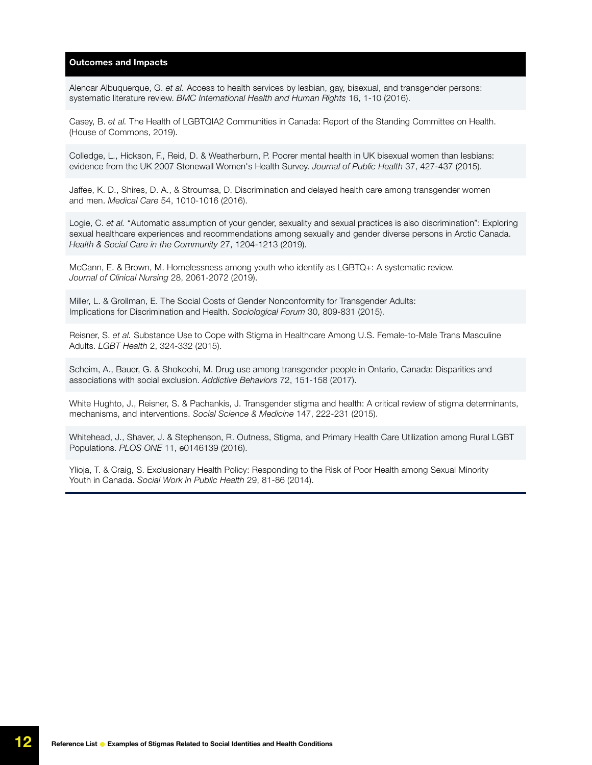## Outcomes and Impacts

Alencar Albuquerque, G. *et al.* Access to health services by lesbian, gay, bisexual, and transgender persons: systematic literature review. *BMC International Health and Human Rights* 16, 1-10 (2016).

Casey, B. *et al.* The Health of LGBTQIA2 Communities in Canada: Report of the Standing Committee on Health. (House of Commons, 2019).

Colledge, L., Hickson, F., Reid, D. & Weatherburn, P. Poorer mental health in UK bisexual women than lesbians: evidence from the UK 2007 Stonewall Women's Health Survey. *Journal of Public Health* 37, 427-437 (2015).

Jaffee, K. D., Shires, D. A., & Stroumsa, D. Discrimination and delayed health care among transgender women and men. *Medical Care* 54, 1010-1016 (2016).

Logie, C. *et al.* "Automatic assumption of your gender, sexuality and sexual practices is also discrimination": Exploring sexual healthcare experiences and recommendations among sexually and gender diverse persons in Arctic Canada. *Health & Social Care in the Community* 27, 1204-1213 (2019).

McCann, E. & Brown, M. Homelessness among youth who identify as LGBTQ+: A systematic review. *Journal of Clinical Nursing* 28, 2061-2072 (2019).

Miller, L. & Grollman, E. The Social Costs of Gender Nonconformity for Transgender Adults: Implications for Discrimination and Health. *Sociological Forum* 30, 809-831 (2015).

Reisner, S. *et al.* Substance Use to Cope with Stigma in Healthcare Among U.S. Female-to-Male Trans Masculine Adults. *LGBT Health* 2, 324-332 (2015).

Scheim, A., Bauer, G. & Shokoohi, M. Drug use among transgender people in Ontario, Canada: Disparities and associations with social exclusion. *Addictive Behaviors* 72, 151-158 (2017).

White Hughto, J., Reisner, S. & Pachankis, J. Transgender stigma and health: A critical review of stigma determinants, mechanisms, and interventions. *Social Science & Medicine* 147, 222-231 (2015).

Whitehead, J., Shaver, J. & Stephenson, R. Outness, Stigma, and Primary Health Care Utilization among Rural LGBT Populations. *PLOS ONE* 11, e0146139 (2016).

Ylioja, T. & Craig, S. Exclusionary Health Policy: Responding to the Risk of Poor Health among Sexual Minority Youth in Canada. *Social Work in Public Health* 29, 81-86 (2014).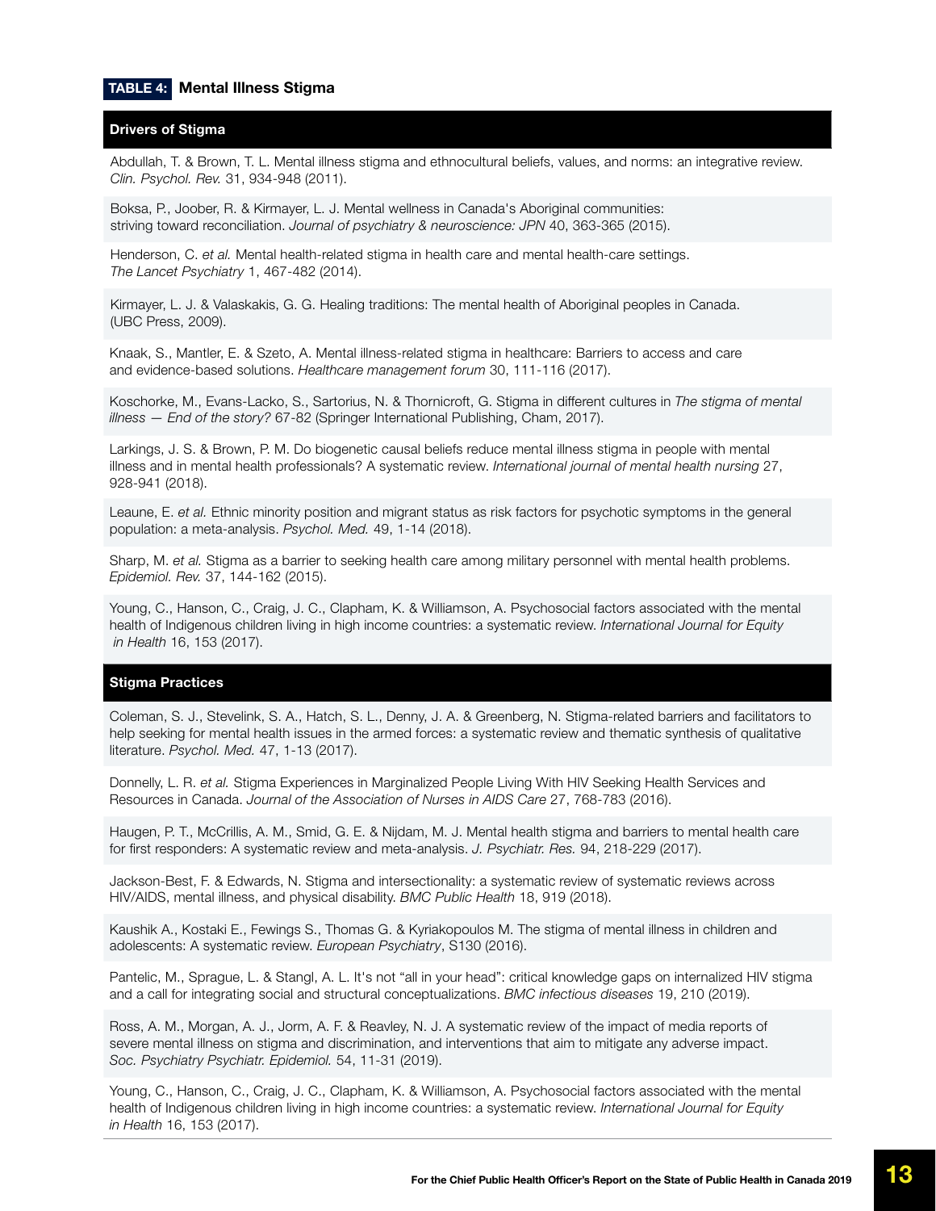**TABLE 4: Mental Illness Stigma**

| Drivers of Stigma |
|---|
| Abdullah, T. & Brown, T. L. Mental illness stigma and ethnocultural beliefs, values, and norms: an integrative review. *Clin. Psychol. Rev.* 31, 934-948 (2011). |
| Boksa, P., Joober, R. & Kirmayer, L. J. Mental wellness in Canada's Aboriginal communities: striving toward reconciliation. *Journal of psychiatry & neuroscience: JPN* 40, 363-365 (2015). |
| Henderson, C. *et al.* Mental health-related stigma in health care and mental health-care settings. *The Lancet Psychiatry* 1, 467-482 (2014). |
| Kirmayer, L. J. & Valaskakis, G. G. Healing traditions: The mental health of Aboriginal peoples in Canada. (UBC Press, 2009). |
| Knaak, S., Mantler, E. & Szeto, A. Mental illness-related stigma in healthcare: Barriers to access and care and evidence-based solutions. *Healthcare management forum* 30, 111-116 (2017). |
| Koschorke, M., Evans-Lacko, S., Sartorius, N. & Thornicroft, G. Stigma in different cultures in *The stigma of mental illness — End of the story?* 67-82 (Springer International Publishing, Cham, 2017). |
| Larkings, J. S. & Brown, P. M. Do biogenetic causal beliefs reduce mental illness stigma in people with mental illness and in mental health professionals? A systematic review. *International journal of mental health nursing* 27, 928-941 (2018). |
| Leaune, E. *et al.* Ethnic minority position and migrant status as risk factors for psychotic symptoms in the general population: a meta-analysis. *Psychol. Med.* 49, 1-14 (2018). |
| Sharp, M. *et al.* Stigma as a barrier to seeking health care among military personnel with mental health problems. *Epidemiol. Rev.* 37, 144-162 (2015). |
| Young, C., Hanson, C., Craig, J. C., Clapham, K. & Williamson, A. Psychosocial factors associated with the mental health of Indigenous children living in high income countries: a systematic review. *International Journal for Equity in Health* 16, 153 (2017). |

| Stigma Practices |
|---|
| Coleman, S. J., Stevelink, S. A., Hatch, S. L., Denny, J. A. & Greenberg, N. Stigma-related barriers and facilitators to help seeking for mental health issues in the armed forces: a systematic review and thematic synthesis of qualitative literature. *Psychol. Med.* 47, 1-13 (2017). |
| Donnelly, L. R. *et al.* Stigma Experiences in Marginalized People Living With HIV Seeking Health Services and Resources in Canada. *Journal of the Association of Nurses in AIDS Care* 27, 768-783 (2016). |
| Haugen, P. T., McCrillis, A. M., Smid, G. E. & Nijdam, M. J. Mental health stigma and barriers to mental health care for first responders: A systematic review and meta-analysis. *J. Psychiatr. Res.* 94, 218-229 (2017). |
| Jackson-Best, F. & Edwards, N. Stigma and intersectionality: a systematic review of systematic reviews across HIV/AIDS, mental illness, and physical disability. *BMC Public Health* 18, 919 (2018). |
| Kaushik A., Kostaki E., Fewings S., Thomas G. & Kyriakopoulos M. The stigma of mental illness in children and adolescents: A systematic review. *European Psychiatry*, S130 (2016). |
| Pantelic, M., Sprague, L. & Stangl, A. L. It's not "all in your head": critical knowledge gaps on internalized HIV stigma and a call for integrating social and structural conceptualizations. *BMC infectious diseases* 19, 210 (2019). |
| Ross, A. M., Morgan, A. J., Jorm, A. F. & Reavley, N. J. A systematic review of the impact of media reports of severe mental illness on stigma and discrimination, and interventions that aim to mitigate any adverse impact. *Soc. Psychiatry Psychiatr. Epidemiol.* 54, 11-31 (2019). |
| Young, C., Hanson, C., Craig, J. C., Clapham, K. & Williamson, A. Psychosocial factors associated with the mental health of Indigenous children living in high income countries: a systematic review. *International Journal for Equity in Health* 16, 153 (2017). |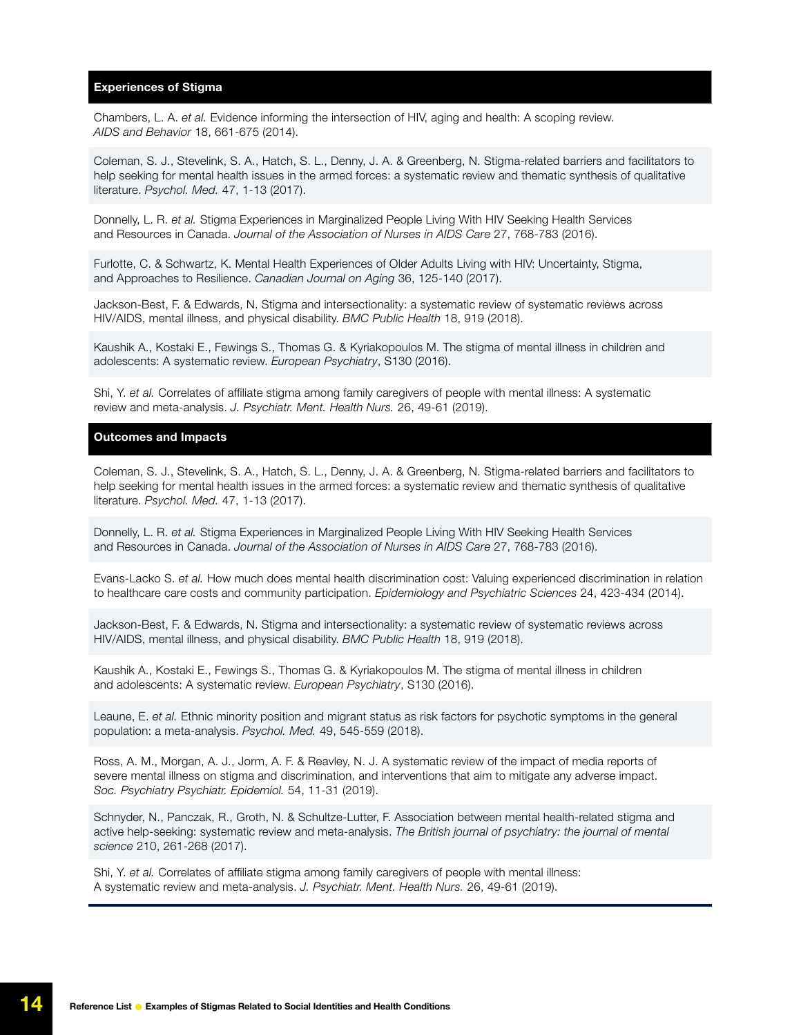## Experiences of Stigma

Chambers, L. A. *et al.* Evidence informing the intersection of HIV, aging and health: A scoping review. *AIDS and Behavior* 18, 661-675 (2014).

Coleman, S. J., Stevelink, S. A., Hatch, S. L., Denny, J. A. & Greenberg, N. Stigma-related barriers and facilitators to help seeking for mental health issues in the armed forces: a systematic review and thematic synthesis of qualitative literature. *Psychol. Med.* 47, 1-13 (2017).

Donnelly, L. R. *et al.* Stigma Experiences in Marginalized People Living With HIV Seeking Health Services and Resources in Canada. *Journal of the Association of Nurses in AIDS Care* 27, 768-783 (2016).

Furlotte, C. & Schwartz, K. Mental Health Experiences of Older Adults Living with HIV: Uncertainty, Stigma, and Approaches to Resilience. *Canadian Journal on Aging* 36, 125-140 (2017).

Jackson-Best, F. & Edwards, N. Stigma and intersectionality: a systematic review of systematic reviews across HIV/AIDS, mental illness, and physical disability. *BMC Public Health* 18, 919 (2018).

Kaushik A., Kostaki E., Fewings S., Thomas G. & Kyriakopoulos M. The stigma of mental illness in children and adolescents: A systematic review. *European Psychiatry*, S130 (2016).

Shi, Y. *et al.* Correlates of affiliate stigma among family caregivers of people with mental illness: A systematic review and meta-analysis. *J. Psychiatr. Ment. Health Nurs.* 26, 49-61 (2019).

## Outcomes and Impacts

Coleman, S. J., Stevelink, S. A., Hatch, S. L., Denny, J. A. & Greenberg, N. Stigma-related barriers and facilitators to help seeking for mental health issues in the armed forces: a systematic review and thematic synthesis of qualitative literature. *Psychol. Med.* 47, 1-13 (2017).

Donnelly, L. R. *et al.* Stigma Experiences in Marginalized People Living With HIV Seeking Health Services and Resources in Canada. *Journal of the Association of Nurses in AIDS Care* 27, 768-783 (2016).

Evans-Lacko S. *et al.* How much does mental health discrimination cost: Valuing experienced discrimination in relation to healthcare care costs and community participation. *Epidemiology and Psychiatric Sciences* 24, 423-434 (2014).

Jackson-Best, F. & Edwards, N. Stigma and intersectionality: a systematic review of systematic reviews across HIV/AIDS, mental illness, and physical disability. *BMC Public Health* 18, 919 (2018).

Kaushik A., Kostaki E., Fewings S., Thomas G. & Kyriakopoulos M. The stigma of mental illness in children and adolescents: A systematic review. *European Psychiatry*, S130 (2016).

Leaune, E. *et al.* Ethnic minority position and migrant status as risk factors for psychotic symptoms in the general population: a meta-analysis. *Psychol. Med.* 49, 545-559 (2018).

Ross, A. M., Morgan, A. J., Jorm, A. F. & Reavley, N. J. A systematic review of the impact of media reports of severe mental illness on stigma and discrimination, and interventions that aim to mitigate any adverse impact. *Soc. Psychiatry Psychiatr. Epidemiol.* 54, 11-31 (2019).

Schnyder, N., Panczak, R., Groth, N. & Schultze-Lutter, F. Association between mental health-related stigma and active help-seeking: systematic review and meta-analysis. *The British journal of psychiatry: the journal of mental science* 210, 261-268 (2017).

Shi, Y. *et al.* Correlates of affiliate stigma among family caregivers of people with mental illness: A systematic review and meta-analysis. *J. Psychiatr. Ment. Health Nurs.* 26, 49-61 (2019).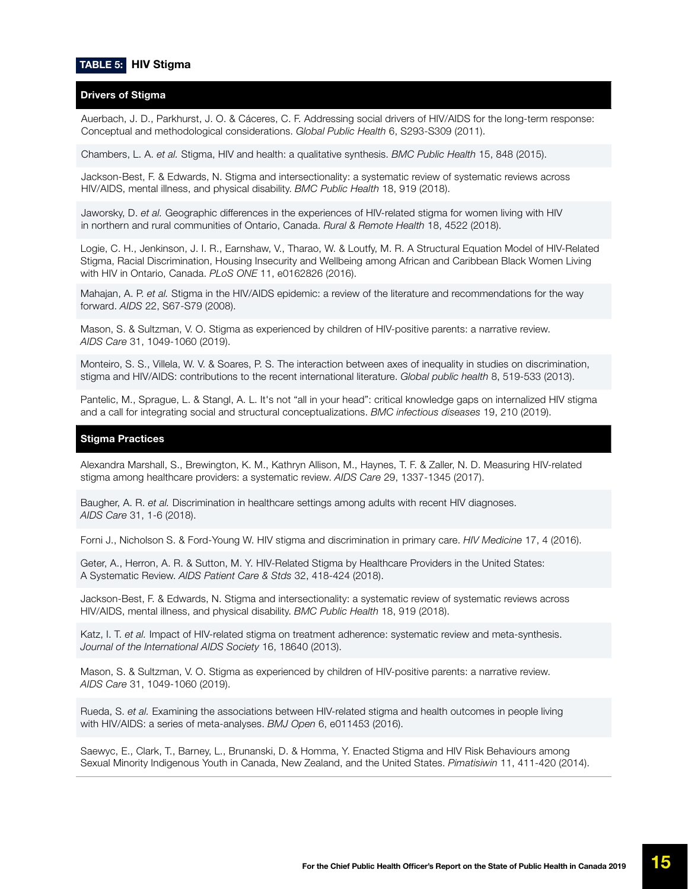**TABLE 5: HIV Stigma**

| Drivers of Stigma |
|---|
| Auerbach, J. D., Parkhurst, J. O. & Cáceres, C. F. Addressing social drivers of HIV/AIDS for the long-term response: Conceptual and methodological considerations. *Global Public Health* 6, S293-S309 (2011). |
| Chambers, L. A. *et al.* Stigma, HIV and health: a qualitative synthesis. *BMC Public Health* 15, 848 (2015). |
| Jackson-Best, F. & Edwards, N. Stigma and intersectionality: a systematic review of systematic reviews across HIV/AIDS, mental illness, and physical disability. *BMC Public Health* 18, 919 (2018). |
| Jaworsky, D. *et al.* Geographic differences in the experiences of HIV-related stigma for women living with HIV in northern and rural communities of Ontario, Canada. *Rural & Remote Health* 18, 4522 (2018). |
| Logie, C. H., Jenkinson, J. I. R., Earnshaw, V., Tharao, W. & Loutfy, M. R. A Structural Equation Model of HIV-Related Stigma, Racial Discrimination, Housing Insecurity and Wellbeing among African and Caribbean Black Women Living with HIV in Ontario, Canada. *PLoS ONE* 11, e0162826 (2016). |
| Mahajan, A. P. *et al.* Stigma in the HIV/AIDS epidemic: a review of the literature and recommendations for the way forward. *AIDS* 22, S67-S79 (2008). |
| Mason, S. & Sultzman, V. O. Stigma as experienced by children of HIV-positive parents: a narrative review. *AIDS Care* 31, 1049-1060 (2019). |
| Monteiro, S. S., Villela, W. V. & Soares, P. S. The interaction between axes of inequality in studies on discrimination, stigma and HIV/AIDS: contributions to the recent international literature. *Global public health* 8, 519-533 (2013). |
| Pantelic, M., Sprague, L. & Stangl, A. L. It's not "all in your head": critical knowledge gaps on internalized HIV stigma and a call for integrating social and structural conceptualizations. *BMC infectious diseases* 19, 210 (2019). |
| **Stigma Practices** |
| Alexandra Marshall, S., Brewington, K. M., Kathryn Allison, M., Haynes, T. F. & Zaller, N. D. Measuring HIV-related stigma among healthcare providers: a systematic review. *AIDS Care* 29, 1337-1345 (2017). |
| Baugher, A. R. *et al.* Discrimination in healthcare settings among adults with recent HIV diagnoses. *AIDS Care* 31, 1-6 (2018). |
| Forni J., Nicholson S. & Ford-Young W. HIV stigma and discrimination in primary care. *HIV Medicine* 17, 4 (2016). |
| Geter, A., Herron, A. R. & Sutton, M. Y. HIV-Related Stigma by Healthcare Providers in the United States: A Systematic Review. *AIDS Patient Care & Stds* 32, 418-424 (2018). |
| Jackson-Best, F. & Edwards, N. Stigma and intersectionality: a systematic review of systematic reviews across HIV/AIDS, mental illness, and physical disability. *BMC Public Health* 18, 919 (2018). |
| Katz, I. T. *et al.* Impact of HIV-related stigma on treatment adherence: systematic review and meta-synthesis. *Journal of the International AIDS Society* 16, 18640 (2013). |
| Mason, S. & Sultzman, V. O. Stigma as experienced by children of HIV-positive parents: a narrative review. *AIDS Care* 31, 1049-1060 (2019). |
| Rueda, S. *et al.* Examining the associations between HIV-related stigma and health outcomes in people living with HIV/AIDS: a series of meta-analyses. *BMJ Open* 6, e011453 (2016). |
| Saewyc, E., Clark, T., Barney, L., Brunanski, D. & Homma, Y. Enacted Stigma and HIV Risk Behaviours among Sexual Minority Indigenous Youth in Canada, New Zealand, and the United States. *Pimatisiwin* 11, 411-420 (2014). |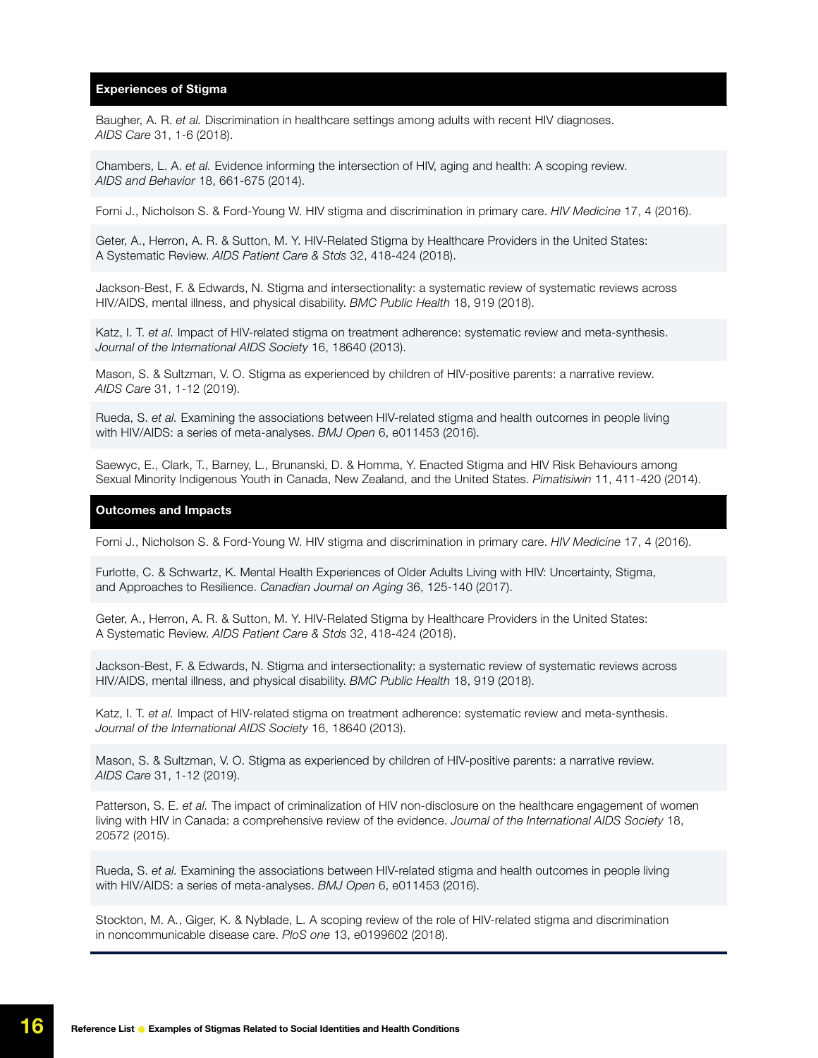## Experiences of Stigma

Baugher, A. R. *et al.* Discrimination in healthcare settings among adults with recent HIV diagnoses. *AIDS Care* 31, 1-6 (2018).

Chambers, L. A. *et al.* Evidence informing the intersection of HIV, aging and health: A scoping review. *AIDS and Behavior* 18, 661-675 (2014).

Forni J., Nicholson S. & Ford-Young W. HIV stigma and discrimination in primary care. *HIV Medicine* 17, 4 (2016).

Geter, A., Herron, A. R. & Sutton, M. Y. HIV-Related Stigma by Healthcare Providers in the United States: A Systematic Review. *AIDS Patient Care & Stds* 32, 418-424 (2018).

Jackson-Best, F. & Edwards, N. Stigma and intersectionality: a systematic review of systematic reviews across HIV/AIDS, mental illness, and physical disability. *BMC Public Health* 18, 919 (2018).

Katz, I. T. *et al.* Impact of HIV-related stigma on treatment adherence: systematic review and meta-synthesis. *Journal of the International AIDS Society* 16, 18640 (2013).

Mason, S. & Sultzman, V. O. Stigma as experienced by children of HIV-positive parents: a narrative review. *AIDS Care* 31, 1-12 (2019).

Rueda, S. *et al.* Examining the associations between HIV-related stigma and health outcomes in people living with HIV/AIDS: a series of meta-analyses. *BMJ Open* 6, e011453 (2016).

Saewyc, E., Clark, T., Barney, L., Brunanski, D. & Homma, Y. Enacted Stigma and HIV Risk Behaviours among Sexual Minority Indigenous Youth in Canada, New Zealand, and the United States. *Pimatisiwin* 11, 411-420 (2014).

## Outcomes and Impacts

Forni J., Nicholson S. & Ford-Young W. HIV stigma and discrimination in primary care. *HIV Medicine* 17, 4 (2016).

Furlotte, C. & Schwartz, K. Mental Health Experiences of Older Adults Living with HIV: Uncertainty, Stigma, and Approaches to Resilience. *Canadian Journal on Aging* 36, 125-140 (2017).

Geter, A., Herron, A. R. & Sutton, M. Y. HIV-Related Stigma by Healthcare Providers in the United States: A Systematic Review. *AIDS Patient Care & Stds* 32, 418-424 (2018).

Jackson-Best, F. & Edwards, N. Stigma and intersectionality: a systematic review of systematic reviews across HIV/AIDS, mental illness, and physical disability. *BMC Public Health* 18, 919 (2018).

Katz, I. T. *et al.* Impact of HIV-related stigma on treatment adherence: systematic review and meta-synthesis. *Journal of the International AIDS Society* 16, 18640 (2013).

Mason, S. & Sultzman, V. O. Stigma as experienced by children of HIV-positive parents: a narrative review. *AIDS Care* 31, 1-12 (2019).

Patterson, S. E. *et al.* The impact of criminalization of HIV non-disclosure on the healthcare engagement of women living with HIV in Canada: a comprehensive review of the evidence. *Journal of the International AIDS Society* 18, 20572 (2015).

Rueda, S. *et al.* Examining the associations between HIV-related stigma and health outcomes in people living with HIV/AIDS: a series of meta-analyses. *BMJ Open* 6, e011453 (2016).

Stockton, M. A., Giger, K. & Nyblade, L. A scoping review of the role of HIV-related stigma and discrimination in noncommunicable disease care. *PloS one* 13, e0199602 (2018).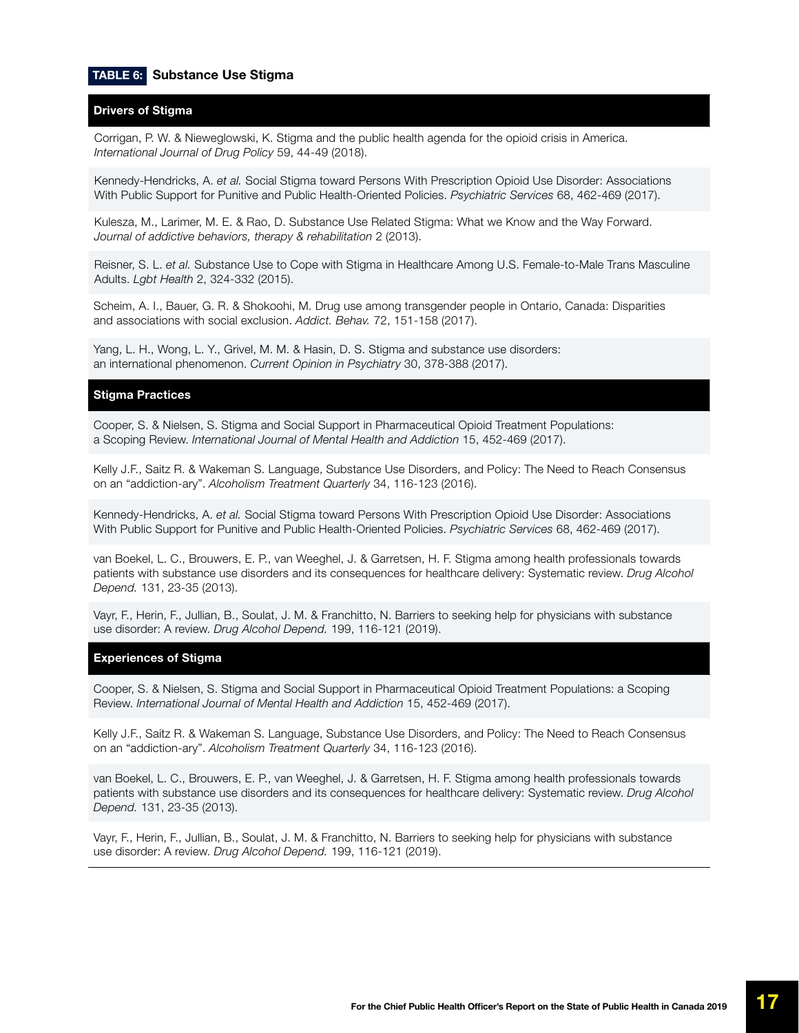**TABLE 6: Substance Use Stigma**

| Drivers of Stigma |
| --- |
| Corrigan, P. W. & Nieweglowski, K. Stigma and the public health agenda for the opioid crisis in America. *International Journal of Drug Policy* 59, 44-49 (2018). |
| Kennedy-Hendricks, A. *et al.* Social Stigma toward Persons With Prescription Opioid Use Disorder: Associations With Public Support for Punitive and Public Health-Oriented Policies. *Psychiatric Services* 68, 462-469 (2017). |
| Kulesza, M., Larimer, M. E. & Rao, D. Substance Use Related Stigma: What we Know and the Way Forward. *Journal of addictive behaviors, therapy & rehabilitation* 2 (2013). |
| Reisner, S. L. *et al.* Substance Use to Cope with Stigma in Healthcare Among U.S. Female-to-Male Trans Masculine Adults. *Lgbt Health* 2, 324-332 (2015). |
| Scheim, A. I., Bauer, G. R. & Shokoohi, M. Drug use among transgender people in Ontario, Canada: Disparities and associations with social exclusion. *Addict. Behav.* 72, 151-158 (2017). |
| Yang, L. H., Wong, L. Y., Grivel, M. M. & Hasin, D. S. Stigma and substance use disorders: an international phenomenon. *Current Opinion in Psychiatry* 30, 378-388 (2017). |
| **Stigma Practices** |
| Cooper, S. & Nielsen, S. Stigma and Social Support in Pharmaceutical Opioid Treatment Populations: a Scoping Review. *International Journal of Mental Health and Addiction* 15, 452-469 (2017). |
| Kelly J.F., Saitz R. & Wakeman S. Language, Substance Use Disorders, and Policy: The Need to Reach Consensus on an “addiction-ary”. *Alcoholism Treatment Quarterly* 34, 116-123 (2016). |
| Kennedy-Hendricks, A. *et al.* Social Stigma toward Persons With Prescription Opioid Use Disorder: Associations With Public Support for Punitive and Public Health-Oriented Policies. *Psychiatric Services* 68, 462-469 (2017). |
| van Boekel, L. C., Brouwers, E. P., van Weeghel, J. & Garretsen, H. F. Stigma among health professionals towards patients with substance use disorders and its consequences for healthcare delivery: Systematic review. *Drug Alcohol Depend.* 131, 23-35 (2013). |
| Vayr, F., Herin, F., Jullian, B., Soulat, J. M. & Franchitto, N. Barriers to seeking help for physicians with substance use disorder: A review. *Drug Alcohol Depend.* 199, 116-121 (2019). |
| **Experiences of Stigma** |
| Cooper, S. & Nielsen, S. Stigma and Social Support in Pharmaceutical Opioid Treatment Populations: a Scoping Review. *International Journal of Mental Health and Addiction* 15, 452-469 (2017). |
| Kelly J.F., Saitz R. & Wakeman S. Language, Substance Use Disorders, and Policy: The Need to Reach Consensus on an “addiction-ary”. *Alcoholism Treatment Quarterly* 34, 116-123 (2016). |
| van Boekel, L. C., Brouwers, E. P., van Weeghel, J. & Garretsen, H. F. Stigma among health professionals towards patients with substance use disorders and its consequences for healthcare delivery: Systematic review. *Drug Alcohol Depend.* 131, 23-35 (2013). |
| Vayr, F., Herin, F., Jullian, B., Soulat, J. M. & Franchitto, N. Barriers to seeking help for physicians with substance use disorder: A review. *Drug Alcohol Depend.* 199, 116-121 (2019). |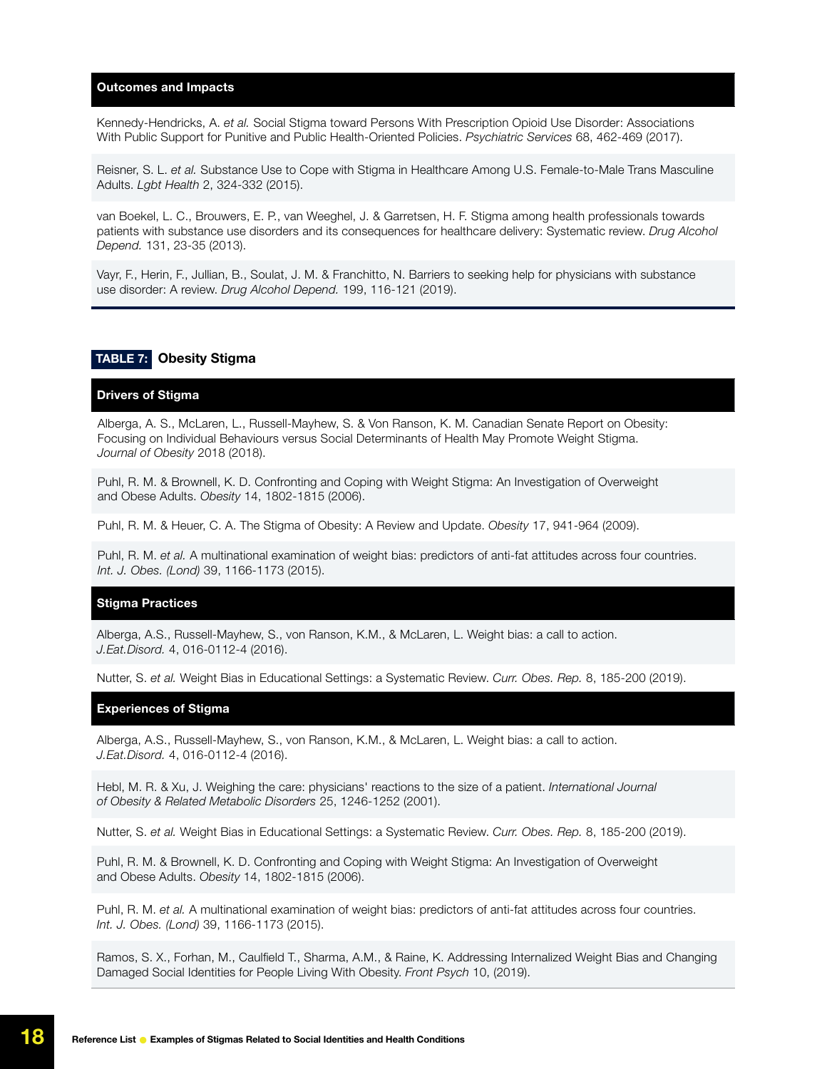### Outcomes and Impacts

Kennedy-Hendricks, A. *et al.* Social Stigma toward Persons With Prescription Opioid Use Disorder: Associations With Public Support for Punitive and Public Health-Oriented Policies. *Psychiatric Services* 68, 462-469 (2017).

Reisner, S. L. *et al.* Substance Use to Cope with Stigma in Healthcare Among U.S. Female-to-Male Trans Masculine Adults. *Lgbt Health* 2, 324-332 (2015).

van Boekel, L. C., Brouwers, E. P., van Weeghel, J. & Garretsen, H. F. Stigma among health professionals towards patients with substance use disorders and its consequences for healthcare delivery: Systematic review. *Drug Alcohol Depend.* 131, 23-35 (2013).

Vayr, F., Herin, F., Jullian, B., Soulat, J. M. & Franchitto, N. Barriers to seeking help for physicians with substance use disorder: A review. *Drug Alcohol Depend.* 199, 116-121 (2019).

## TABLE 7: Obesity Stigma

### Drivers of Stigma

Alberga, A. S., McLaren, L., Russell-Mayhew, S. & Von Ranson, K. M. Canadian Senate Report on Obesity: Focusing on Individual Behaviours versus Social Determinants of Health May Promote Weight Stigma. *Journal of Obesity* 2018 (2018).

Puhl, R. M. & Brownell, K. D. Confronting and Coping with Weight Stigma: An Investigation of Overweight and Obese Adults. *Obesity* 14, 1802-1815 (2006).

Puhl, R. M. & Heuer, C. A. The Stigma of Obesity: A Review and Update. *Obesity* 17, 941-964 (2009).

Puhl, R. M. *et al.* A multinational examination of weight bias: predictors of anti-fat attitudes across four countries. *Int. J. Obes. (Lond)* 39, 1166-1173 (2015).

### Stigma Practices

Alberga, A.S., Russell-Mayhew, S., von Ranson, K.M., & McLaren, L. Weight bias: a call to action. *J.Eat.Disord.* 4, 016-0112-4 (2016).

Nutter, S. *et al.* Weight Bias in Educational Settings: a Systematic Review. *Curr. Obes. Rep.* 8, 185-200 (2019).

### Experiences of Stigma

Alberga, A.S., Russell-Mayhew, S., von Ranson, K.M., & McLaren, L. Weight bias: a call to action. *J.Eat.Disord.* 4, 016-0112-4 (2016).

Hebl, M. R. & Xu, J. Weighing the care: physicians' reactions to the size of a patient. *International Journal of Obesity & Related Metabolic Disorders* 25, 1246-1252 (2001).

Nutter, S. *et al.* Weight Bias in Educational Settings: a Systematic Review. *Curr. Obes. Rep.* 8, 185-200 (2019).

Puhl, R. M. & Brownell, K. D. Confronting and Coping with Weight Stigma: An Investigation of Overweight and Obese Adults. *Obesity* 14, 1802-1815 (2006).

Puhl, R. M. *et al.* A multinational examination of weight bias: predictors of anti-fat attitudes across four countries. *Int. J. Obes. (Lond)* 39, 1166-1173 (2015).

Ramos, S. X., Forhan, M., Caulfield T., Sharma, A.M., & Raine, K. Addressing Internalized Weight Bias and Changing Damaged Social Identities for People Living With Obesity. *Front Psych* 10, (2019).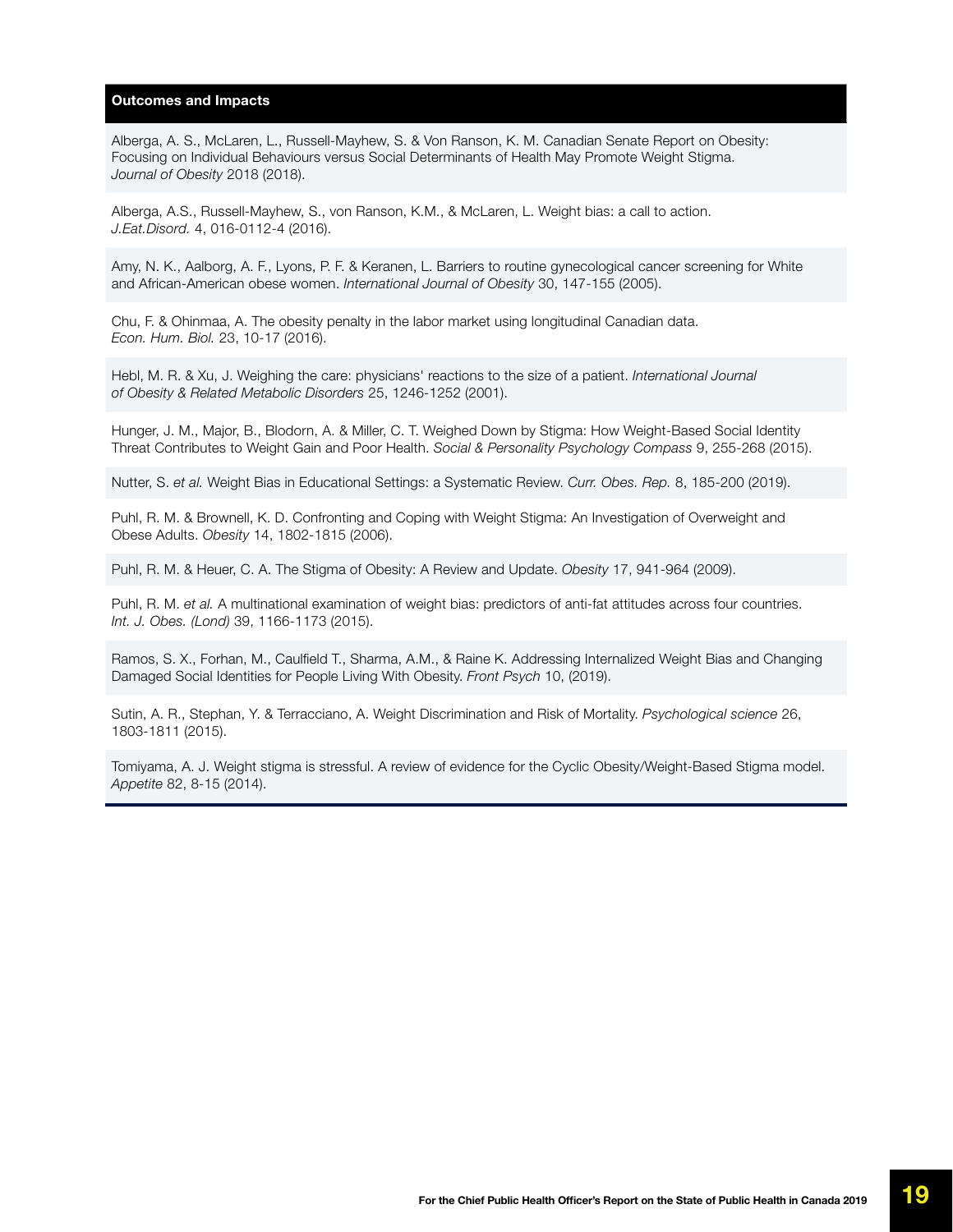**Outcomes and Impacts**

Alberga, A. S., McLaren, L., Russell-Mayhew, S. & Von Ranson, K. M. Canadian Senate Report on Obesity: Focusing on Individual Behaviours versus Social Determinants of Health May Promote Weight Stigma. *Journal of Obesity* 2018 (2018).

Alberga, A.S., Russell-Mayhew, S., von Ranson, K.M., & McLaren, L. Weight bias: a call to action. *J.Eat.Disord.* 4, 016-0112-4 (2016).

Amy, N. K., Aalborg, A. F., Lyons, P. F. & Keranen, L. Barriers to routine gynecological cancer screening for White and African-American obese women. *International Journal of Obesity* 30, 147-155 (2005).

Chu, F. & Ohinmaa, A. The obesity penalty in the labor market using longitudinal Canadian data. *Econ. Hum. Biol.* 23, 10-17 (2016).

Hebl, M. R. & Xu, J. Weighing the care: physicians' reactions to the size of a patient. *International Journal of Obesity & Related Metabolic Disorders* 25, 1246-1252 (2001).

Hunger, J. M., Major, B., Blodorn, A. & Miller, C. T. Weighed Down by Stigma: How Weight-Based Social Identity Threat Contributes to Weight Gain and Poor Health. *Social & Personality Psychology Compass* 9, 255-268 (2015).

Nutter, S. *et al.* Weight Bias in Educational Settings: a Systematic Review. *Curr. Obes. Rep.* 8, 185-200 (2019).

Puhl, R. M. & Brownell, K. D. Confronting and Coping with Weight Stigma: An Investigation of Overweight and Obese Adults. *Obesity* 14, 1802-1815 (2006).

Puhl, R. M. & Heuer, C. A. The Stigma of Obesity: A Review and Update. *Obesity* 17, 941-964 (2009).

Puhl, R. M. *et al.* A multinational examination of weight bias: predictors of anti-fat attitudes across four countries. *Int. J. Obes. (Lond)* 39, 1166-1173 (2015).

Ramos, S. X., Forhan, M., Caulfield T., Sharma, A.M., & Raine K. Addressing Internalized Weight Bias and Changing Damaged Social Identities for People Living With Obesity. *Front Psych* 10, (2019).

Sutin, A. R., Stephan, Y. & Terracciano, A. Weight Discrimination and Risk of Mortality. *Psychological science* 26, 1803-1811 (2015).

Tomiyama, A. J. Weight stigma is stressful. A review of evidence for the Cyclic Obesity/Weight-Based Stigma model. *Appetite* 82, 8-15 (2014).